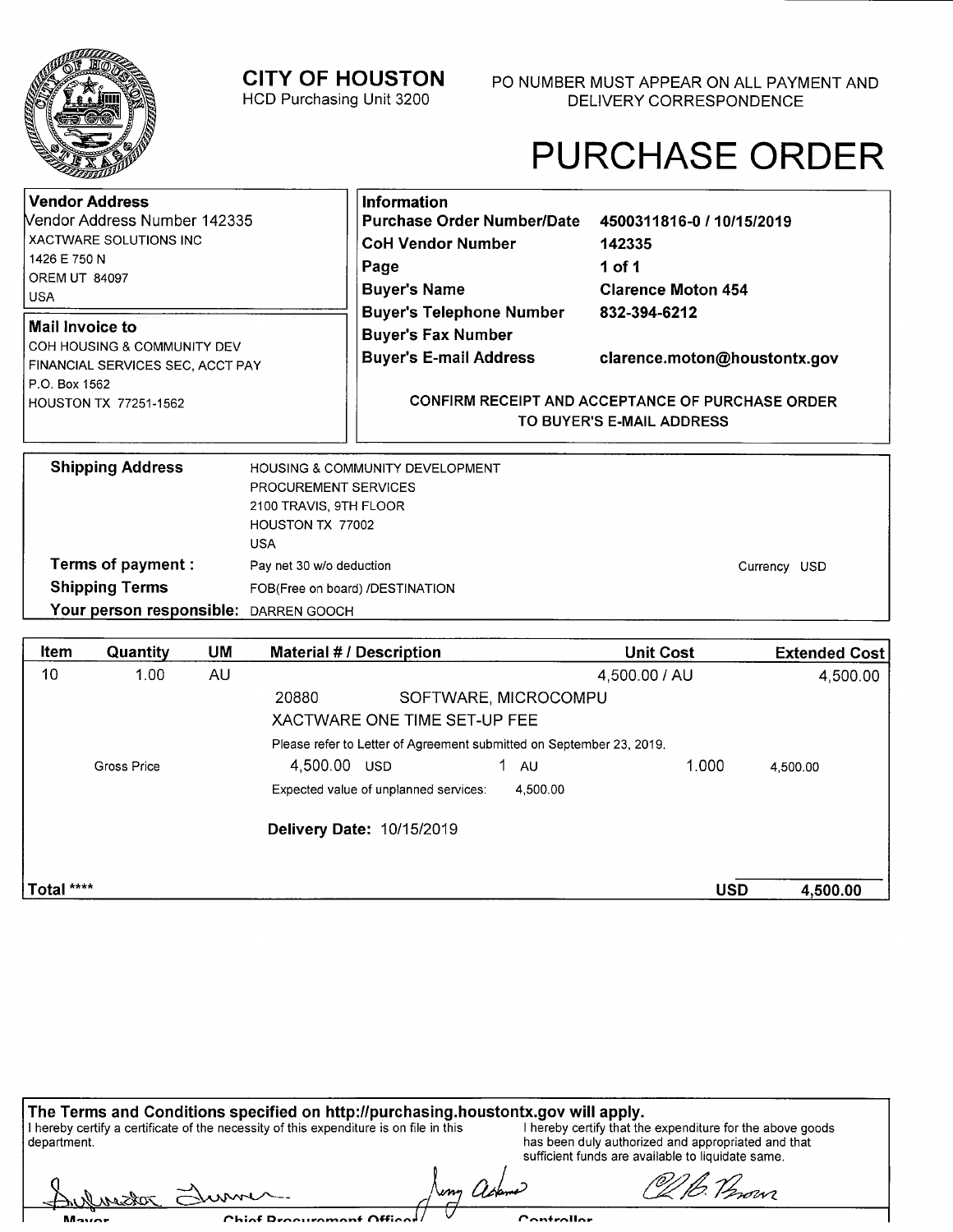# CITY OF HOUSTON

HCD Purchasing Unit 3200

PO NUMBER MUST APPEAR ON ALL PAYMENT AND DELIVERY CORRESPONDENCE

# PURCHASE ORDER

**Vendor Address**
Vendor Address Number 142335
XACTWARE SOLUTIONS INC
1426 E 750 N
OREM UT 84097
USA

**Mail Invoice to**
COH HOUSING & COMMUNITY DEV
FINANCIAL SERVICES SEC, ACCT PAY
P.O. Box 1562
HOUSTON TX 77251-1562

**Information**

| | |
|---|---|
| **Purchase Order Number/Date** | **4500311816-0 / 10/15/2019** |
| **CoH Vendor Number** | **142335** |
| **Page** | **1 of 1** |
| **Buyer's Name** | **Clarence Moton 454** |
| **Buyer's Telephone Number** | **832-394-6212** |
| **Buyer's Fax Number** | |
| **Buyer's E-mail Address** | **clarence.moton@houstontx.gov** |

**CONFIRM RECEIPT AND ACCEPTANCE OF PURCHASE ORDER TO BUYER'S E-MAIL ADDRESS**

**Shipping Address**
HOUSING & COMMUNITY DEVELOPMENT
PROCUREMENT SERVICES
2100 TRAVIS, 9TH FLOOR
HOUSTON TX 77002
USA

**Terms of payment :** Pay net 30 w/o deduction — Currency USD

**Shipping Terms** FOB(Free on board) /DESTINATION

**Your person responsible:** DARREN GOOCH

| Item | Quantity | UM | Material # / Description | Unit Cost | Extended Cost |
|---|---|---|---|---|---|
| 10 | 1.00 | AU | | 4,500.00 / AU | 4,500.00 |
| | | | 20880 SOFTWARE, MICROCOMPU | | |
| | | | XACTWARE ONE TIME SET-UP FEE | | |
| | | | Please refer to Letter of Agreement submitted on September 23, 2019. | | |
| | Gross Price | | 4,500.00 USD 1 AU | 1.000 | 4,500.00 |
| | | | Expected value of unplanned services: 4,500.00 | | |
| | | | **Delivery Date:** 10/15/2019 | | |
| **Total \*\*\*\*** | | | | **USD** | **4,500.00** |

**The Terms and Conditions specified on http://purchasing.houstontx.gov will apply.**

I hereby certify a certificate of the necessity of this expenditure is on file in this department.

I hereby certify that the expenditure for the above goods has been duly authorized and appropriated and that sufficient funds are available to liquidate same.

Mayor — Chief Procurement Officer — Controller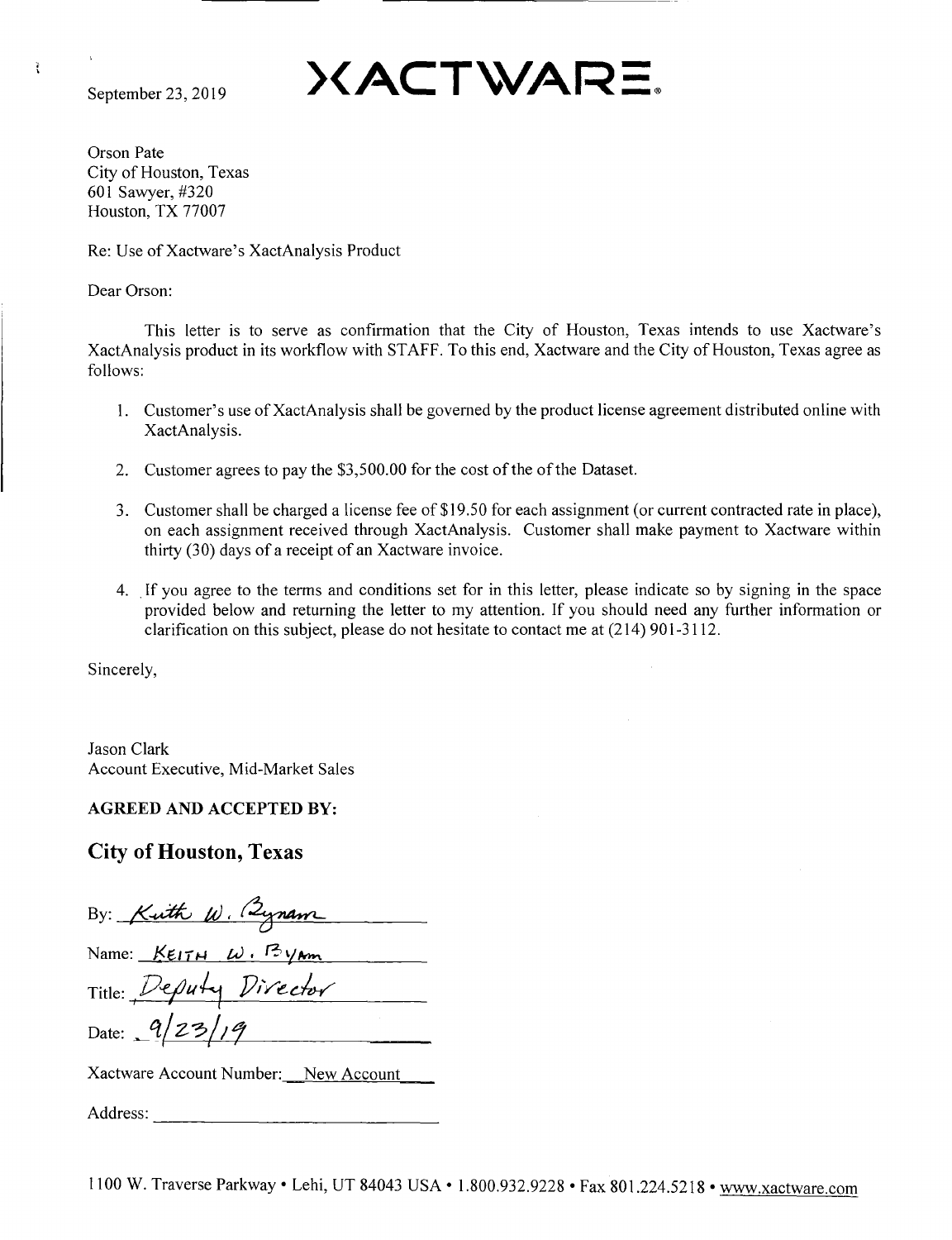September 23, 2019

# XACTWARE

Orson Pate
City of Houston, Texas
601 Sawyer, #320
Houston, TX 77007

Re: Use of Xactware's XactAnalysis Product

Dear Orson:

This letter is to serve as confirmation that the City of Houston, Texas intends to use Xactware's XactAnalysis product in its workflow with STAFF. To this end, Xactware and the City of Houston, Texas agree as follows:

1. Customer's use of XactAnalysis shall be governed by the product license agreement distributed online with XactAnalysis.
2. Customer agrees to pay the $3,500.00 for the cost of the of the Dataset.
3. Customer shall be charged a license fee of $19.50 for each assignment (or current contracted rate in place), on each assignment received through XactAnalysis. Customer shall make payment to Xactware within thirty (30) days of a receipt of an Xactware invoice.
4. If you agree to the terms and conditions set for in this letter, please indicate so by signing in the space provided below and returning the letter to my attention. If you should need any further information or clarification on this subject, please do not hesitate to contact me at (214) 901-3112.

Sincerely,

Jason Clark
Account Executive, Mid-Market Sales

**AGREED AND ACCEPTED BY:**

## City of Houston, Texas

By: *Keith W. Bynam*

Name: KEITH W. BYAM

Title: Deputy Director

Date: 9/23/19

Xactware Account Number: New Account

Address: ____________________

1100 W. Traverse Parkway • Lehi, UT 84043 USA • 1.800.932.9228 • Fax 801.224.5218 • www.xactware.com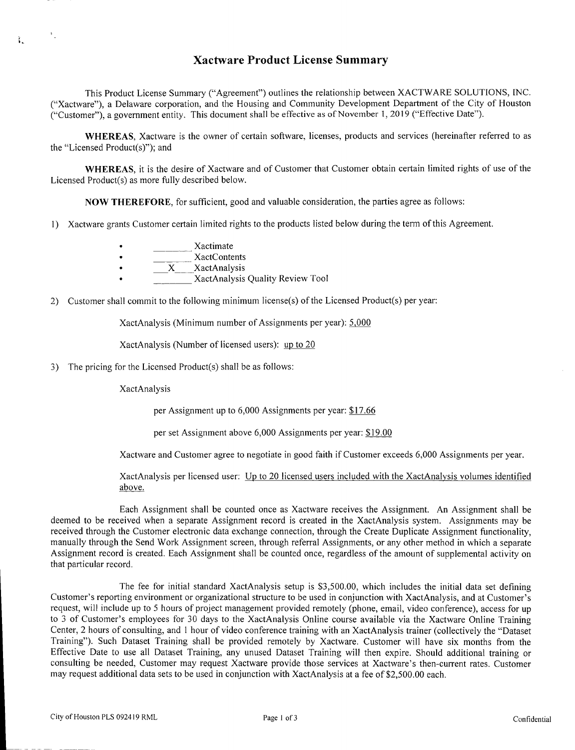# Xactware Product License Summary

This Product License Summary ("Agreement") outlines the relationship between XACTWARE SOLUTIONS, INC. ("Xactware"), a Delaware corporation, and the Housing and Community Development Department of the City of Houston ("Customer"), a government entity. This document shall be effective as of November 1, 2019 ("Effective Date").

**WHEREAS**, Xactware is the owner of certain software, licenses, products and services (hereinafter referred to as the "Licensed Product(s)"); and

**WHEREAS**, it is the desire of Xactware and of Customer that Customer obtain certain limited rights of use of the Licensed Product(s) as more fully described below.

**NOW THEREFORE**, for sufficient, good and valuable consideration, the parties agree as follows:

1) Xactware grants Customer certain limited rights to the products listed below during the term of this Agreement.

   - ________ Xactimate
   - ________ XactContents
   - ___X___ XactAnalysis
   - ________ XactAnalysis Quality Review Tool

2) Customer shall commit to the following minimum license(s) of the Licensed Product(s) per year:

   XactAnalysis (Minimum number of Assignments per year): 5,000

   XactAnalysis (Number of licensed users): up to 20

3) The pricing for the Licensed Product(s) shall be as follows:

   XactAnalysis

   per Assignment up to 6,000 Assignments per year: $17.66

   per set Assignment above 6,000 Assignments per year: $19.00

   Xactware and Customer agree to negotiate in good faith if Customer exceeds 6,000 Assignments per year.

   XactAnalysis per licensed user: Up to 20 licensed users included with the XactAnalysis volumes identified above.

Each Assignment shall be counted once as Xactware receives the Assignment. An Assignment shall be deemed to be received when a separate Assignment record is created in the XactAnalysis system. Assignments may be received through the Customer electronic data exchange connection, through the Create Duplicate Assignment functionality, manually through the Send Work Assignment screen, through referral Assignments, or any other method in which a separate Assignment record is created. Each Assignment shall be counted once, regardless of the amount of supplemental activity on that particular record.

The fee for initial standard XactAnalysis setup is $3,500.00, which includes the initial data set defining Customer's reporting environment or organizational structure to be used in conjunction with XactAnalysis, and at Customer's request, will include up to 5 hours of project management provided remotely (phone, email, video conference), access for up to 3 of Customer's employees for 30 days to the XactAnalysis Online course available via the Xactware Online Training Center, 2 hours of consulting, and 1 hour of video conference training with an XactAnalysis trainer (collectively the "Dataset Training"). Such Dataset Training shall be provided remotely by Xactware. Customer will have six months from the Effective Date to use all Dataset Training, any unused Dataset Training will then expire. Should additional training or consulting be needed, Customer may request Xactware provide those services at Xactware's then-current rates. Customer may request additional data sets to be used in conjunction with XactAnalysis at a fee of $2,500.00 each.

City of Houston PLS 092419 RML

Confidential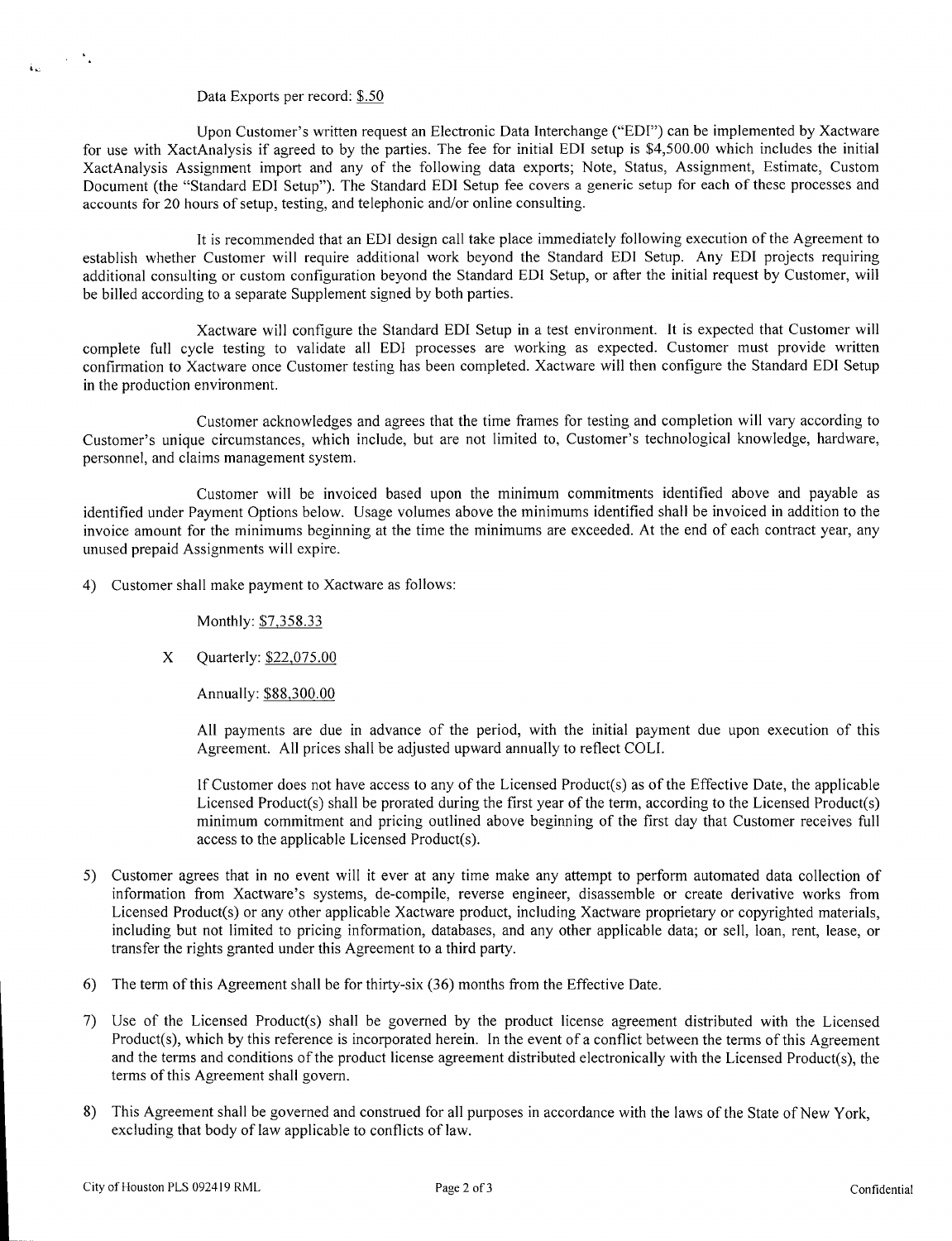Data Exports per record: $.50

Upon Customer's written request an Electronic Data Interchange ("EDI") can be implemented by Xactware for use with XactAnalysis if agreed to by the parties. The fee for initial EDI setup is $4,500.00 which includes the initial XactAnalysis Assignment import and any of the following data exports; Note, Status, Assignment, Estimate, Custom Document (the "Standard EDI Setup"). The Standard EDI Setup fee covers a generic setup for each of these processes and accounts for 20 hours of setup, testing, and telephonic and/or online consulting.

It is recommended that an EDI design call take place immediately following execution of the Agreement to establish whether Customer will require additional work beyond the Standard EDI Setup. Any EDI projects requiring additional consulting or custom configuration beyond the Standard EDI Setup, or after the initial request by Customer, will be billed according to a separate Supplement signed by both parties.

Xactware will configure the Standard EDI Setup in a test environment. It is expected that Customer will complete full cycle testing to validate all EDI processes are working as expected. Customer must provide written confirmation to Xactware once Customer testing has been completed. Xactware will then configure the Standard EDI Setup in the production environment.

Customer acknowledges and agrees that the time frames for testing and completion will vary according to Customer's unique circumstances, which include, but are not limited to, Customer's technological knowledge, hardware, personnel, and claims management system.

Customer will be invoiced based upon the minimum commitments identified above and payable as identified under Payment Options below. Usage volumes above the minimums identified shall be invoiced in addition to the invoice amount for the minimums beginning at the time the minimums are exceeded. At the end of each contract year, any unused prepaid Assignments will expire.

4) Customer shall make payment to Xactware as follows:

   Monthly: $7,358.33

   X Quarterly: $22,075.00

   Annually: $88,300.00

   All payments are due in advance of the period, with the initial payment due upon execution of this Agreement. All prices shall be adjusted upward annually to reflect COLI.

   If Customer does not have access to any of the Licensed Product(s) as of the Effective Date, the applicable Licensed Product(s) shall be prorated during the first year of the term, according to the Licensed Product(s) minimum commitment and pricing outlined above beginning of the first day that Customer receives full access to the applicable Licensed Product(s).

5) Customer agrees that in no event will it ever at any time make any attempt to perform automated data collection of information from Xactware's systems, de-compile, reverse engineer, disassemble or create derivative works from Licensed Product(s) or any other applicable Xactware product, including Xactware proprietary or copyrighted materials, including but not limited to pricing information, databases, and any other applicable data; or sell, loan, rent, lease, or transfer the rights granted under this Agreement to a third party.

6) The term of this Agreement shall be for thirty-six (36) months from the Effective Date.

7) Use of the Licensed Product(s) shall be governed by the product license agreement distributed with the Licensed Product(s), which by this reference is incorporated herein. In the event of a conflict between the terms of this Agreement and the terms and conditions of the product license agreement distributed electronically with the Licensed Product(s), the terms of this Agreement shall govern.

8) This Agreement shall be governed and construed for all purposes in accordance with the laws of the State of New York, excluding that body of law applicable to conflicts of law.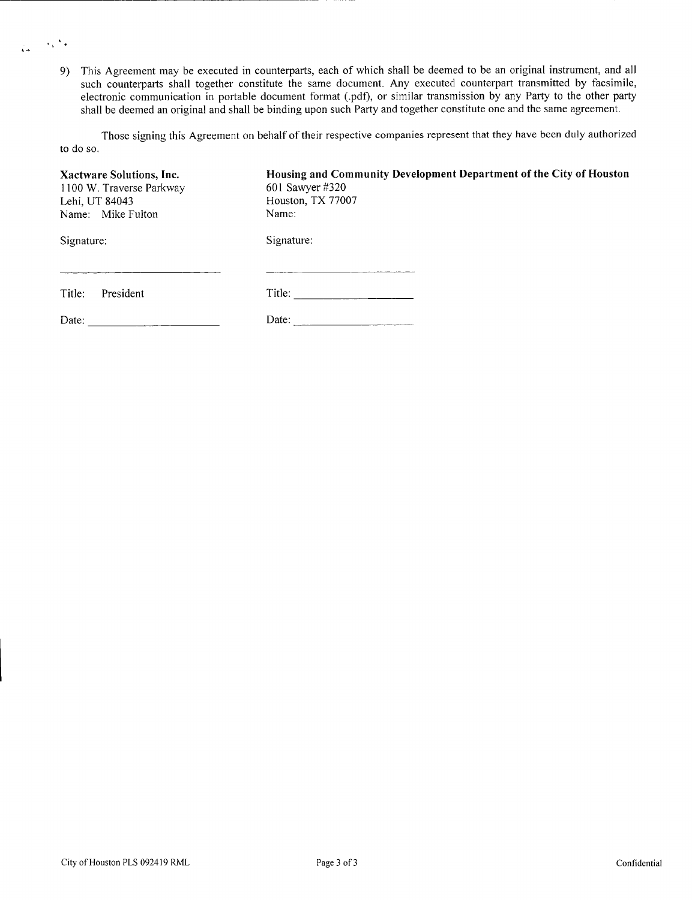9) This Agreement may be executed in counterparts, each of which shall be deemed to be an original instrument, and all such counterparts shall together constitute the same document. Any executed counterpart transmitted by facsimile, electronic communication in portable document format (.pdf), or similar transmission by any Party to the other party shall be deemed an original and shall be binding upon such Party and together constitute one and the same agreement.

Those signing this Agreement on behalf of their respective companies represent that they have been duly authorized to do so.

| **Xactware Solutions, Inc.** | **Housing and Community Development Department of the City of Houston** |
|---|---|
| 1100 W. Traverse Parkway | 601 Sawyer #320 |
| Lehi, UT 84043 | Houston, TX 77007 |
| Name: Mike Fulton | Name: |
| Signature: | Signature: |
| ____________________ | ____________________ |
| Title: President | Title: ____________________ |
| Date: ____________________ | Date: ____________________ |

City of Houston PLS 092419 RML | Confidential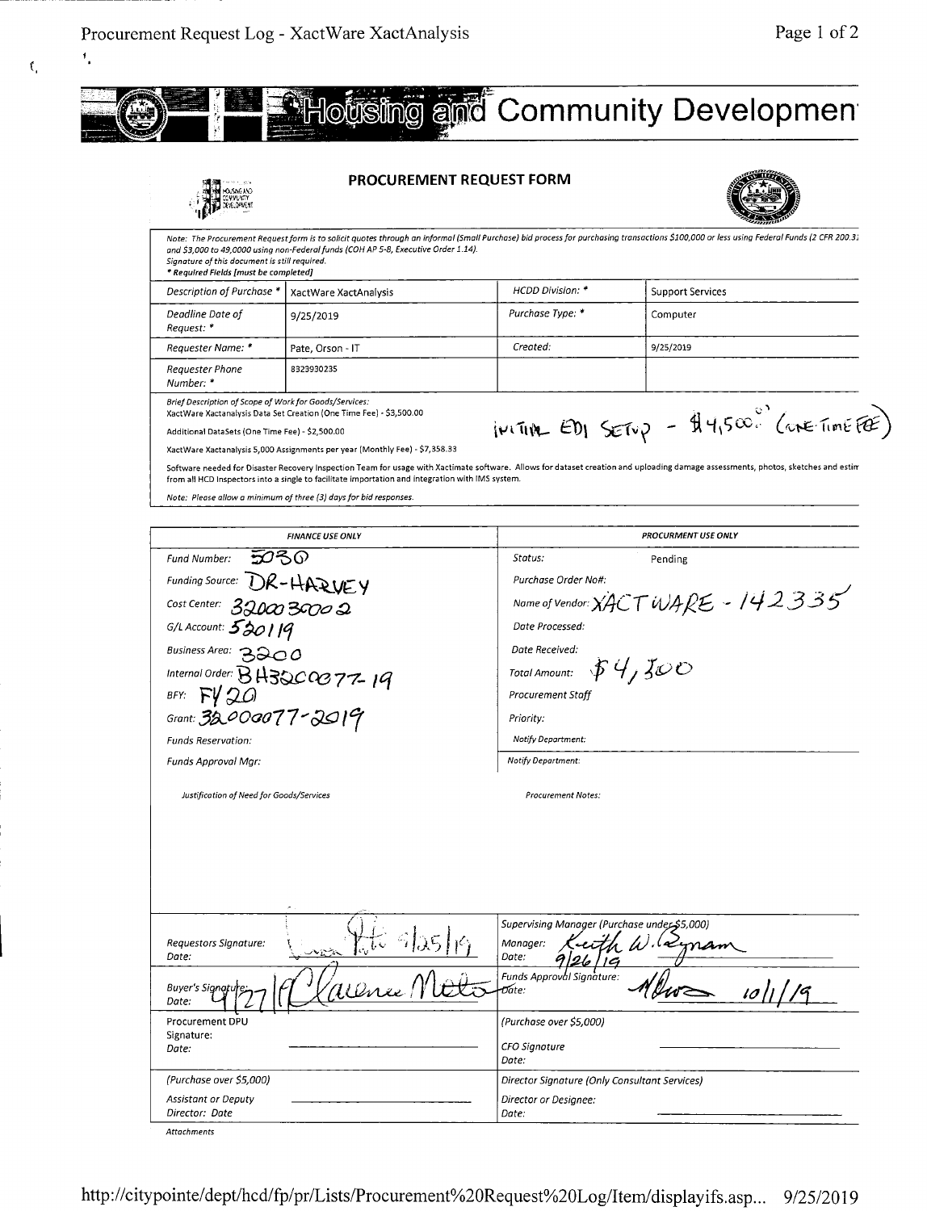# Housing and Community Developmen

## PROCUREMENT REQUEST FORM

*Note: The Procurement Request form is to solicit quotes through an informal (Small Purchase) bid process for purchasing transactions $100,000 or less using Federal Funds (2 CFR 200.3 and $3,000 to 49,0000 using non-Federal funds (COH AP 5-8, Executive Order 1.14). Signature of this document is still required.*
*\* Required Fields [must be completed]*

| | | | |
|---|---|---|---|
| *Description of Purchase \** | XactWare XactAnalysis | *HCDD Division: \** | Support Services |
| *Deadline Date of Request: \** | 9/25/2019 | *Purchase Type: \** | Computer |
| *Requester Name: \** | Pate, Orson - IT | *Created:* | 9/25/2019 |
| *Requester Phone Number: \** | 8323930235 | | |

*Brief Description of Scope of Work for Goods/Services:*

XactWare Xactanalysis Data Set Creation (One Time Fee) - $3,500.00

Additional DataSets (One Time Fee) - $2,500.00

INITIAL EDI SETUP - $4,500.00 (ONE TIME FEE)

XactWare Xactanalysis 5,000 Assignments per year (Monthly Fee) - $7,358.33

Software needed for Disaster Recovery Inspection Team for usage with Xactimate software. Allows for dataset creation and uploading damage assessments, photos, sketches and estim from all HCD Inspectors into a single to facilitate importation and integration with IMS system.

*Note: Please allow a minimum of three (3) days for bid responses.*

| *FINANCE USE ONLY* | *PROCURMENT USE ONLY* |
|---|---|
| *Fund Number:* 5030 | *Status:* Pending |
| *Funding Source:* DR-HARVEY | *Purchase Order No#:* |
| *Cost Center:* 3200030002 | *Name of Vendor:* XACTWARE - 142335 |
| *G/L Account:* 520119 | *Date Processed:* |
| *Business Area:* 3200 | *Date Received:* |
| *Internal Order:* BH32000077-19 | *Total Amount:* $4,500 |
| *BFY:* FY20 | *Procurement Staff* |
| *Grant:* 32000077-2019 | *Priority:* |
| *Funds Reservation:* | *Notify Department:* |
| *Funds Approval Mgr:* | *Notify Department:* |
| *Justification of Need for Goods/Services* | *Procurement Notes:* |
| *Requestors Signature: Date:* [signature] 9/25/19 | *Supervising Manager (Purchase under $5,000) Manager: Date:* Keith W. Bynam 9/26/19 |
| *Buyer's Signature: Date:* 9/27/19 Clarence Moto | *Funds Approval Signature: Date:* [signature] 10/1/19 |
| Procurement DPU Signature: Date: | *(Purchase over $5,000)* *CFO Signature Date:* |
| *(Purchase over $5,000)* *Assistant or Deputy Director: Date* | *Director Signature (Only Consultant Services)* *Director or Designee: Date:* |

*Attachments*